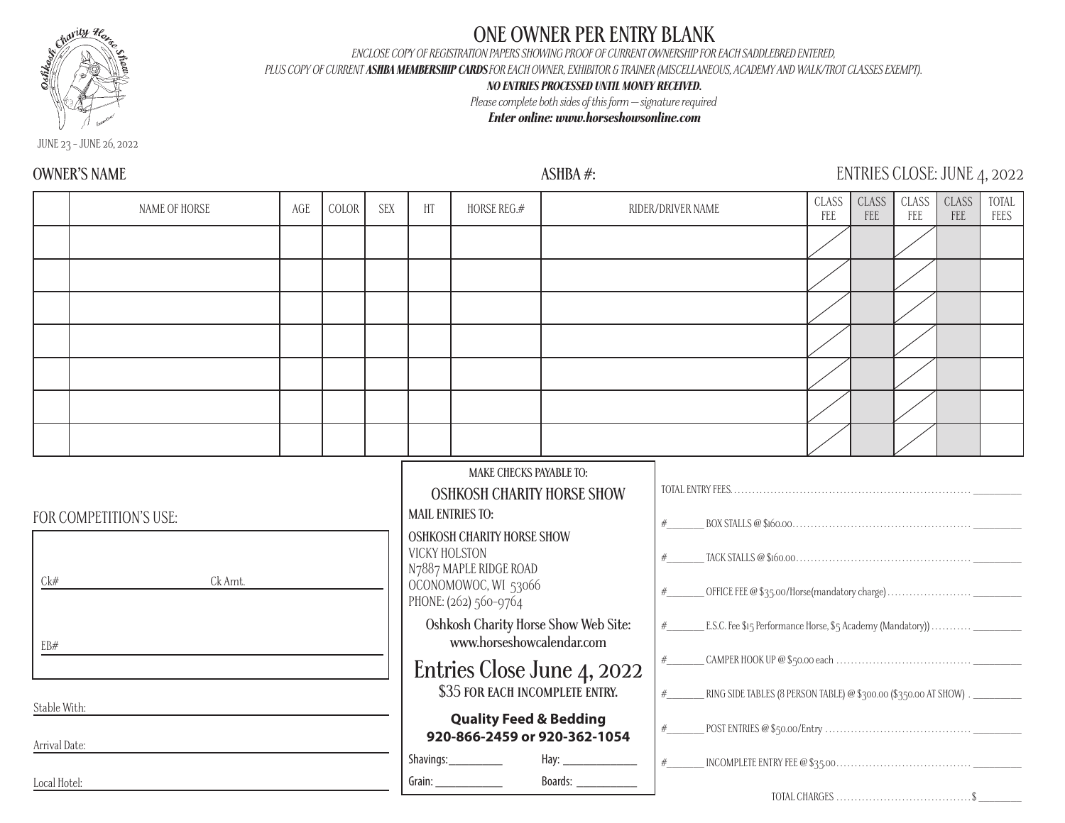Oshkosh Charity Horse Show

JUNE 23 - JUNE 26, 2022

# ONE OWNER PER ENTRY BLANK

*ENCLOSE COPY OF REGISTRATION PAPERS SHOWING PROOF OF CURRENT OWNERSHIP FOR EACH SADDLEBRED ENTERED, PLUS COPY OF CURRENT **ASHBA MEMBERSHIP CARDS** FOR EACH OWNER, EXHIBITOR & TRAINER (MISCELLANEOUS, ACADEMY AND WALK/TROT CLASSES EXEMPT).*

***NO ENTRIES PROCESSED UNTIL MONEY RECEIVED.***

*Please complete both sides of this form — signature required*

***Enter online: www.horseshowsonline.com***

OWNER'S NAME  ASHBA #:  ENTRIES CLOSE: JUNE 4, 2022

| | NAME OF HORSE | AGE | COLOR | SEX | HT | HORSE REG.# | RIDER/DRIVER NAME | CLASS FEE | CLASS FEE | CLASS FEE | CLASS FEE | TOTAL FEES |
|---|---|---|---|---|---|---|---|---|---|---|---|---|
| | | | | | | | | | | | | |
| | | | | | | | | | | | | |
| | | | | | | | | | | | | |
| | | | | | | | | | | | | |
| | | | | | | | | | | | | |
| | | | | | | | | | | | | |
| | | | | | | | | | | | | |

FOR COMPETITION'S USE:

Ck# ________ Ck Amt. ________

EB# ________

Stable With: ________

Arrival Date: ________

Local Hotel: ________

MAKE CHECKS PAYABLE TO:

OSHKOSH CHARITY HORSE SHOW

MAIL ENTRIES TO:

OSHKOSH CHARITY HORSE SHOW
VICKY HOLSTON
N7887 MAPLE RIDGE ROAD
OCONOMOWOC, WI 53066
PHONE: (262) 560-9764

Oshkosh Charity Horse Show Web Site:
www.horseshowcalendar.com

## Entries Close June 4, 2022

$35 FOR EACH INCOMPLETE ENTRY.

**Quality Feed & Bedding**
**920-866-2459 or 920-362-1054**

Shavings: ________ Hay: ________
Grain: ________ Boards: ________

TOTAL ENTRY FEES........ ________

#______ BOX STALLS @ $160.00........ ________

#______ TACK STALLS @ $160.00........ ________

#______ OFFICE FEE @ $35.00/Horse(mandatory charge)........ ________

#______ E.S.C. Fee $15 Performance Horse, $5 Academy (Mandatory))........ ________

#______ CAMPER HOOK UP @ $50.00 each........ ________

#______ RING SIDE TABLES (8 PERSON TABLE) @ $300.00 ($350.00 AT SHOW)........ ________

#______ POST ENTRIES @ $50.00/Entry........ ________

#______ INCOMPLETE ENTRY FEE @ $35.00........ ________

TOTAL CHARGES........ $ ________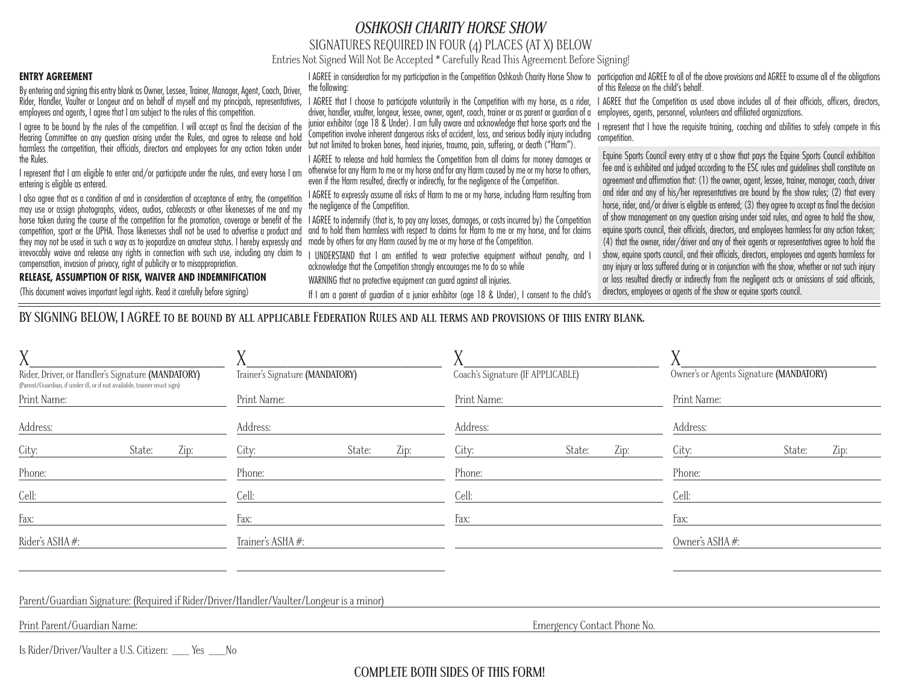# *OSHKOSH CHARITY HORSE SHOW*

SIGNATURES REQUIRED IN FOUR (4) PLACES (AT X) BELOW

Entries Not Signed Will Not Be Accepted * Carefully Read This Agreement Before Signing!

**ENTRY AGREEMENT**

By entering and signing this entry blank as Owner, Lessee, Trainer, Manager, Agent, Coach, Driver, Rider, Handler, Vaulter or Longeur and on behalf of myself and my principals, representatives, employees and agents, I agree that I am subject to the rules of this competition.

I agree to be bound by the rules of the competition. I will accept as final the decision of the Hearing Committee on any question arising under the Rules, and agree to release and hold harmless the competition, their officials, directors and employees for any action taken under the Rules.

I represent that I am eligible to enter and/or participate under the rules, and every horse I am entering is eligible as entered.

I also agree that as a condition of and in consideration of acceptance of entry, the competition may use or assign photographs, videos, audios, cablecasts or other likenesses of me and my horse taken during the course of the competition for the promotion, coverage or benefit of the competition, sport or the UPHA. Those likenesses shall not be used to advertise a product and they may not be used in such a way as to jeopardize an amateur status. I hereby expressly and irrevocably waive and release any rights in connection with such use, including any claim to compensation, invasion of privacy, right of publicity or to misappropriation.

**RELEASE, ASSUMPTION OF RISK, WAIVER AND INDEMNIFICATION**

(This document waives important legal rights. Read it carefully before signing)

I AGREE in consideration for my participation in the Competition Oshkosh Charity Horse Show to the following:

I AGREE that I choose to participate voluntarily in the Competition with my horse, as a rider, driver, handler, vaulter, longeur, lessee, owner, agent, coach, trainer or as parent or guardian of a junior exhibitor (age 18 & Under). I am fully aware and acknowledge that horse sports and the Competition involve inherent dangerous risks of accident, loss, and serious bodily injury including but not limited to broken bones, head injuries, trauma, pain, suffering, or death ("Harm").

I AGREE to release and hold harmless the Competition from all claims for money damages or otherwise for any Harm to me or my horse and for any Harm caused by me or my horse to others, even if the Harm resulted, directly or indirectly, for the negligence of the Competition.

I AGREE to expressly assume all risks of Harm to me or my horse, including Harm resulting from the negligence of the Competition.

I AGREE to indemnify (that is, to pay any losses, damages, or costs incurred by) the Competition and to hold them harmless with respect to claims for Harm to me or my horse, and for claims made by others for any Harm caused by me or my horse at the Competition.

I UNDERSTAND that I am entitled to wear protective equipment without penalty, and I acknowledge that the Competition strongly encourages me to do so while

WARNING that no protective equipment can guard against all injuries.

If I am a parent of guardian of a junior exhibitor (age 18 & Under), I consent to the child's participation and AGREE to all of the above provisions and AGREE to assume all of the obligations of this Release on the child's behalf.

I AGREE that the Competition as used above includes all of their officials, officers, directors, employees, agents, personnel, volunteers and affiliated organizations.

I represent that I have the requisite training, coaching and abilities to safely compete in this competition.

Equine Sports Council every entry at a show that pays the Equine Sports Council exhibition fee and is exhibited and judged according to the ESC rules and guidelines shall constitute an agreement and affirmation that: (1) the owner, agent, lessee, trainer, manager, coach, driver and rider and any of his/her representatives are bound by the show rules; (2) that every horse, rider, and/or driver is eligible as entered; (3) they agree to accept as final the decision of show management on any question arising under said rules, and agree to hold the show, equine sports council, their officials, directors, and employees harmless for any action taken; (4) that the owner, rider/driver and any of their agents or representatives agree to hold the show, equine sports council, and their officials, directors, employees and agents harmless for any injury or loss suffered during or in conjunction with the show, whether or not such injury or loss resulted directly or indirectly from the negligent acts or omissions of said officials, directors, employees or agents of the show or equine sports council.

BY SIGNING BELOW, I AGREE TO BE BOUND BY ALL APPLICABLE FEDERATION RULES AND ALL TERMS AND PROVISIONS OF THIS ENTRY BLANK.

| | | | |
|---|---|---|---|
| X________________ | X________________ | X________________ | X________________ |
| Rider, Driver, or Handler's Signature **(MANDATORY)** (Parent/Guardian, if under 18, or if not available, trainer must sign) | Trainer's Signature **(MANDATORY)** | Coach's Signature (IF APPLICABLE) | Owner's or Agents Signature **(MANDATORY)** |
| Print Name: | Print Name: | Print Name: | Print Name: |
| Address: | Address: | Address: | Address: |
| City: State: Zip: | City: State: Zip: | City: State: Zip: | City: State: Zip: |
| Phone: | Phone: | Phone: | Phone: |
| Cell: | Cell: | Cell: | Cell: |
| Fax: | Fax: | Fax: | Fax: |
| Rider's ASHA #: | Trainer's ASHA #: | | Owner's ASHA #: |

Parent/Guardian Signature: (Required if Rider/Driver/Handler/Vaulter/Longeur is a minor) ____________________

Print Parent/Guardian Name: ____________________ Emergency Contact Phone No. ____________________

Is Rider/Driver/Vaulter a U.S. Citizen: ___ Yes ___No

COMPLETE BOTH SIDES OF THIS FORM!